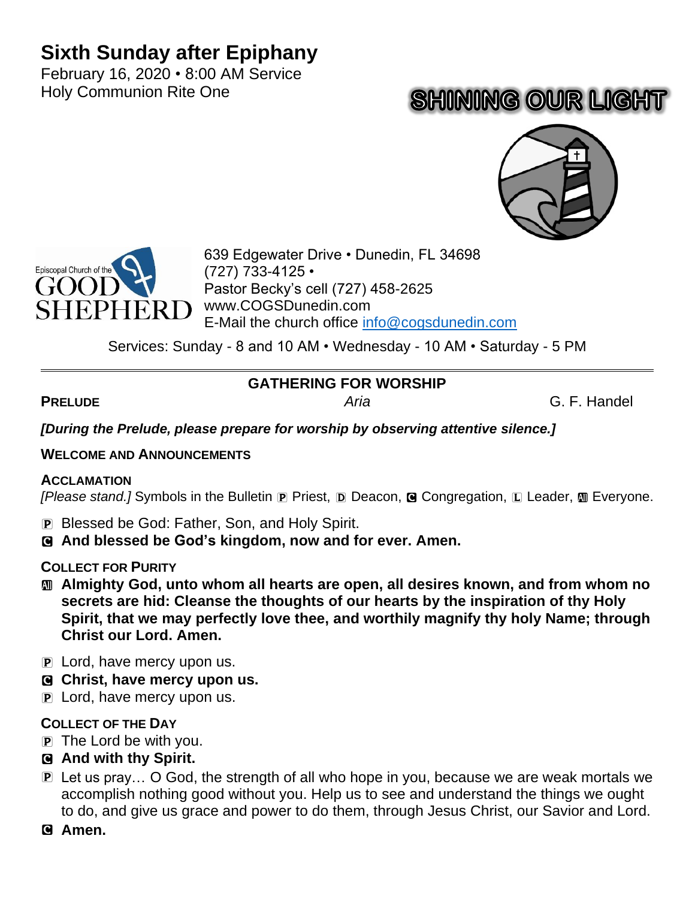# Sixth Sunday after Epiphany

February 16, 2020 • 8:00 AM Service
Holy Communion Rite One

SHINING OUR LIGHT

Episcopal Church of the GOOD SHEPHERD

639 Edgewater Drive • Dunedin, FL 34698
(727) 733-4125 •
Pastor Becky's cell (727) 458-2625
www.COGSDunedin.com
E-Mail the church office info@cogsdunedin.com

Services: Sunday - 8 and 10 AM • Wednesday - 10 AM • Saturday - 5 PM

---

## GATHERING FOR WORSHIP

**PRELUDE** *Aria* G. F. Handel

***[During the Prelude, please prepare for worship by observing attentive silence.]***

**WELCOME AND ANNOUNCEMENTS**

**ACCLAMATION**

*[Please stand.]* Symbols in the Bulletin P Priest, D Deacon, C Congregation, L Leader, All Everyone.

P Blessed be God: Father, Son, and Holy Spirit.

C **And blessed be God's kingdom, now and for ever. Amen.**

**COLLECT FOR PURITY**

All **Almighty God, unto whom all hearts are open, all desires known, and from whom no secrets are hid: Cleanse the thoughts of our hearts by the inspiration of thy Holy Spirit, that we may perfectly love thee, and worthily magnify thy holy Name; through Christ our Lord. Amen.**

P Lord, have mercy upon us.

C **Christ, have mercy upon us.**

P Lord, have mercy upon us.

**COLLECT OF THE DAY**

P The Lord be with you.

C **And with thy Spirit.**

P Let us pray… O God, the strength of all who hope in you, because we are weak mortals we accomplish nothing good without you. Help us to see and understand the things we ought to do, and give us grace and power to do them, through Jesus Christ, our Savior and Lord.

C **Amen.**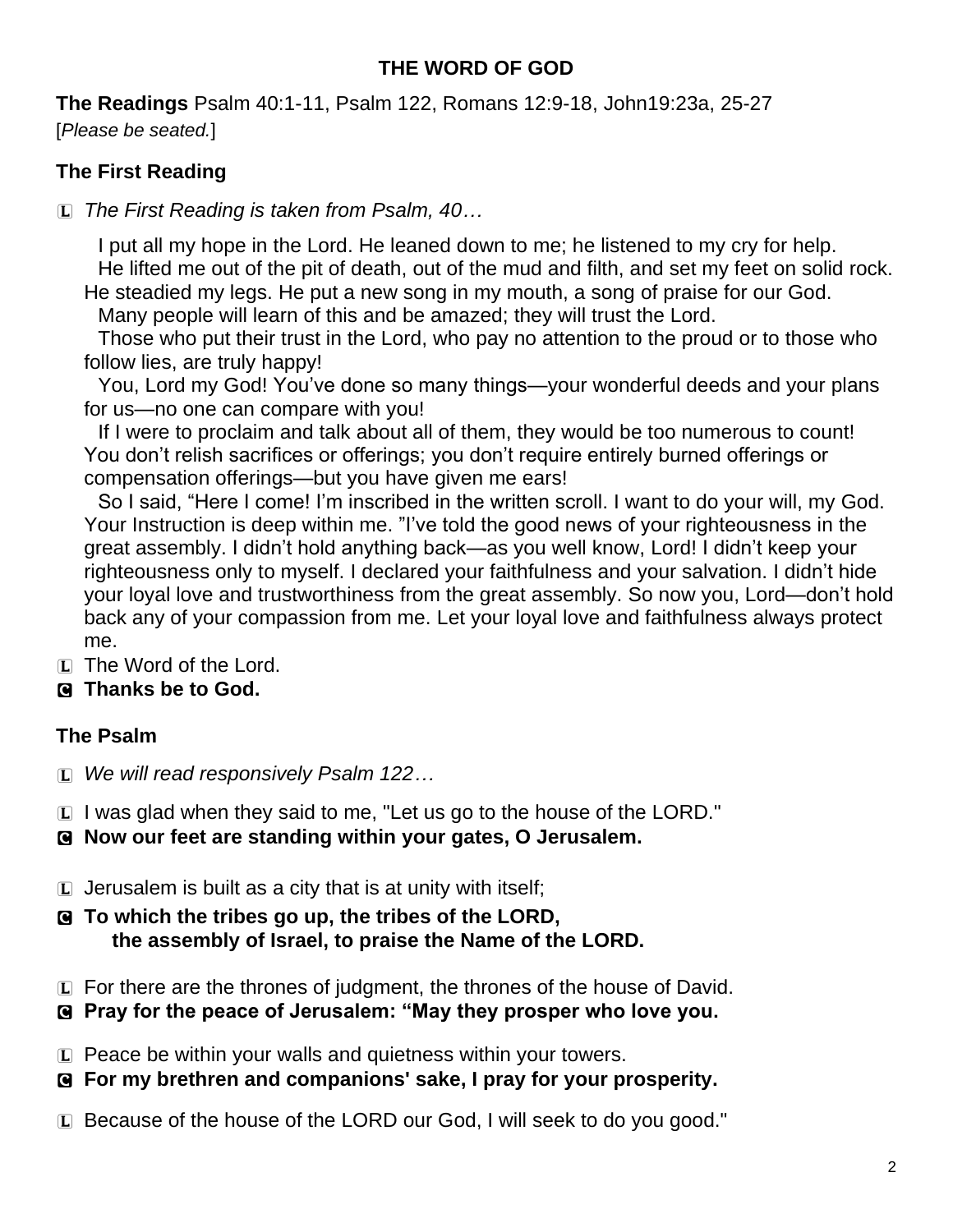## THE WORD OF GOD

**The Readings** Psalm 40:1-11, Psalm 122, Romans 12:9-18, John19:23a, 25-27
[*Please be seated.*]

### The First Reading

L *The First Reading is taken from Psalm, 40…*

I put all my hope in the Lord. He leaned down to me; he listened to my cry for help. He lifted me out of the pit of death, out of the mud and filth, and set my feet on solid rock. He steadied my legs. He put a new song in my mouth, a song of praise for our God. Many people will learn of this and be amazed; they will trust the Lord. Those who put their trust in the Lord, who pay no attention to the proud or to those who follow lies, are truly happy! You, Lord my God! You've done so many things—your wonderful deeds and your plans for us—no one can compare with you! If I were to proclaim and talk about all of them, they would be too numerous to count! You don't relish sacrifices or offerings; you don't require entirely burned offerings or compensation offerings—but you have given me ears! So I said, "Here I come! I'm inscribed in the written scroll. I want to do your will, my God. Your Instruction is deep within me. "I've told the good news of your righteousness in the great assembly. I didn't hold anything back—as you well know, Lord! I didn't keep your righteousness only to myself. I declared your faithfulness and your salvation. I didn't hide your loyal love and trustworthiness from the great assembly. So now you, Lord—don't hold back any of your compassion from me. Let your loyal love and faithfulness always protect me.

L The Word of the Lord.
C **Thanks be to God.**

### The Psalm

L *We will read responsively Psalm 122…*

L I was glad when they said to me, "Let us go to the house of the LORD."
C **Now our feet are standing within your gates, O Jerusalem.**

L Jerusalem is built as a city that is at unity with itself;
C **To which the tribes go up, the tribes of the LORD, the assembly of Israel, to praise the Name of the LORD.**

L For there are the thrones of judgment, the thrones of the house of David.
C **Pray for the peace of Jerusalem: "May they prosper who love you.**

L Peace be within your walls and quietness within your towers.
C **For my brethren and companions' sake, I pray for your prosperity.**

L Because of the house of the LORD our God, I will seek to do you good."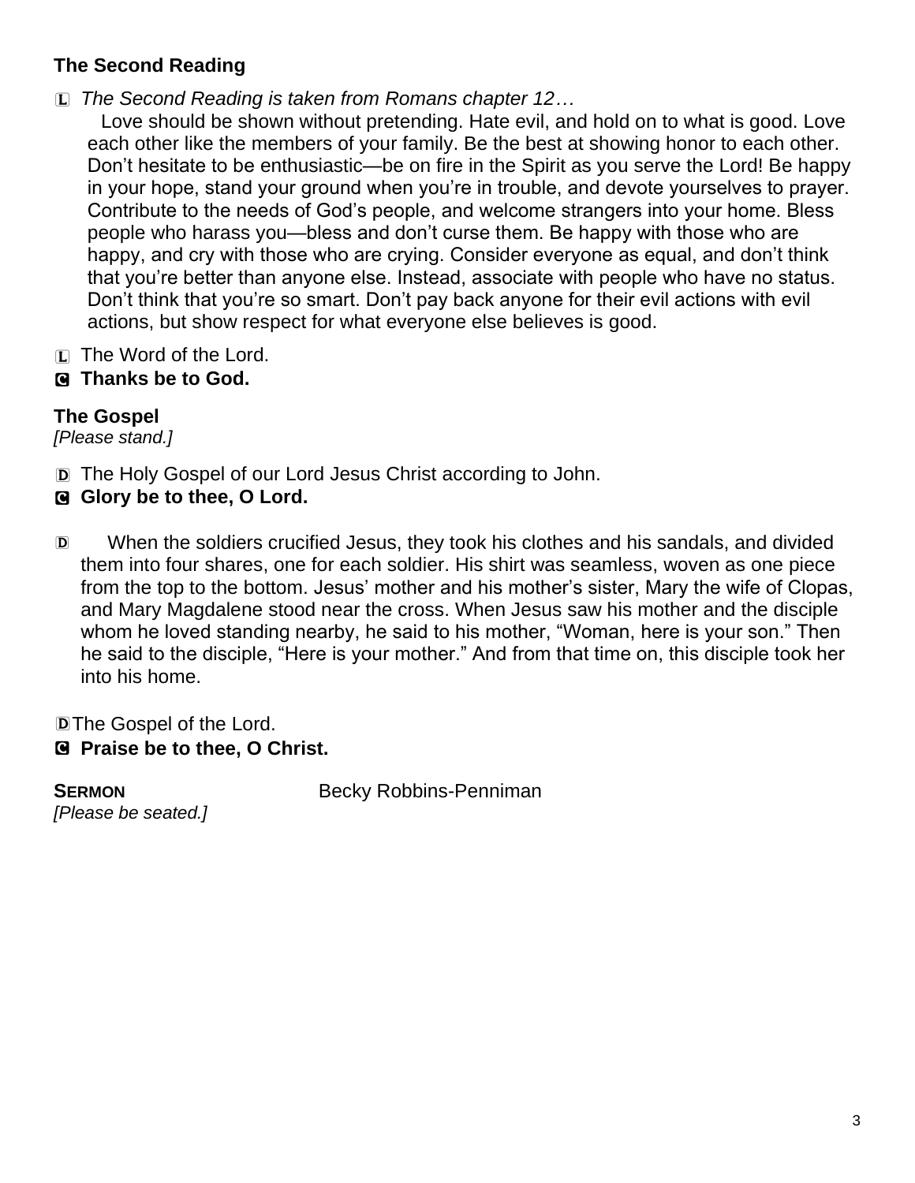**The Second Reading**

L *The Second Reading is taken from Romans chapter 12…*

Love should be shown without pretending. Hate evil, and hold on to what is good. Love each other like the members of your family. Be the best at showing honor to each other. Don't hesitate to be enthusiastic—be on fire in the Spirit as you serve the Lord! Be happy in your hope, stand your ground when you're in trouble, and devote yourselves to prayer. Contribute to the needs of God's people, and welcome strangers into your home. Bless people who harass you—bless and don't curse them. Be happy with those who are happy, and cry with those who are crying. Consider everyone as equal, and don't think that you're better than anyone else. Instead, associate with people who have no status. Don't think that you're so smart. Don't pay back anyone for their evil actions with evil actions, but show respect for what everyone else believes is good.

L The Word of the Lord.

C **Thanks be to God.**

**The Gospel**

*[Please stand.]*

D The Holy Gospel of our Lord Jesus Christ according to John.

C **Glory be to thee, O Lord.**

D When the soldiers crucified Jesus, they took his clothes and his sandals, and divided them into four shares, one for each soldier. His shirt was seamless, woven as one piece from the top to the bottom. Jesus' mother and his mother's sister, Mary the wife of Clopas, and Mary Magdalene stood near the cross. When Jesus saw his mother and the disciple whom he loved standing nearby, he said to his mother, "Woman, here is your son." Then he said to the disciple, "Here is your mother." And from that time on, this disciple took her into his home.

D The Gospel of the Lord.

C **Praise be to thee, O Christ.**

**SERMON** Becky Robbins-Penniman

*[Please be seated.]*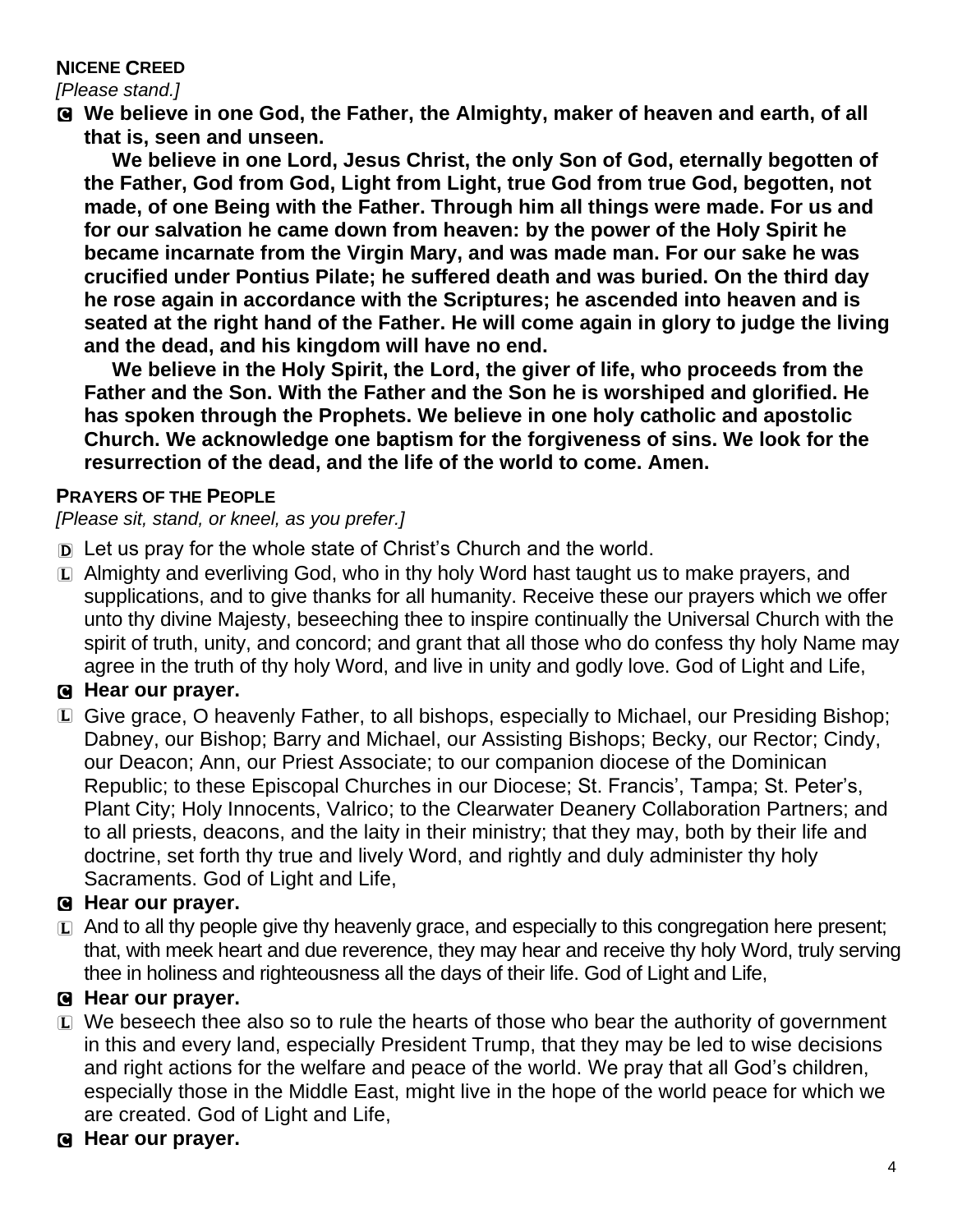**NICENE CREED**

*[Please stand.]*

C **We believe in one God, the Father, the Almighty, maker of heaven and earth, of all that is, seen and unseen.**

**We believe in one Lord, Jesus Christ, the only Son of God, eternally begotten of the Father, God from God, Light from Light, true God from true God, begotten, not made, of one Being with the Father. Through him all things were made. For us and for our salvation he came down from heaven: by the power of the Holy Spirit he became incarnate from the Virgin Mary, and was made man. For our sake he was crucified under Pontius Pilate; he suffered death and was buried. On the third day he rose again in accordance with the Scriptures; he ascended into heaven and is seated at the right hand of the Father. He will come again in glory to judge the living and the dead, and his kingdom will have no end.**

**We believe in the Holy Spirit, the Lord, the giver of life, who proceeds from the Father and the Son. With the Father and the Son he is worshiped and glorified. He has spoken through the Prophets. We believe in one holy catholic and apostolic Church. We acknowledge one baptism for the forgiveness of sins. We look for the resurrection of the dead, and the life of the world to come. Amen.**

**PRAYERS OF THE PEOPLE**

*[Please sit, stand, or kneel, as you prefer.]*

D Let us pray for the whole state of Christ's Church and the world.

L Almighty and everliving God, who in thy holy Word hast taught us to make prayers, and supplications, and to give thanks for all humanity. Receive these our prayers which we offer unto thy divine Majesty, beseeching thee to inspire continually the Universal Church with the spirit of truth, unity, and concord; and grant that all those who do confess thy holy Name may agree in the truth of thy holy Word, and live in unity and godly love. God of Light and Life,

C **Hear our prayer.**

L Give grace, O heavenly Father, to all bishops, especially to Michael, our Presiding Bishop; Dabney, our Bishop; Barry and Michael, our Assisting Bishops; Becky, our Rector; Cindy, our Deacon; Ann, our Priest Associate; to our companion diocese of the Dominican Republic; to these Episcopal Churches in our Diocese; St. Francis', Tampa; St. Peter's, Plant City; Holy Innocents, Valrico; to the Clearwater Deanery Collaboration Partners; and to all priests, deacons, and the laity in their ministry; that they may, both by their life and doctrine, set forth thy true and lively Word, and rightly and duly administer thy holy Sacraments. God of Light and Life,

C **Hear our prayer.**

L And to all thy people give thy heavenly grace, and especially to this congregation here present; that, with meek heart and due reverence, they may hear and receive thy holy Word, truly serving thee in holiness and righteousness all the days of their life. God of Light and Life,

C **Hear our prayer.**

L We beseech thee also so to rule the hearts of those who bear the authority of government in this and every land, especially President Trump, that they may be led to wise decisions and right actions for the welfare and peace of the world. We pray that all God's children, especially those in the Middle East, might live in the hope of the world peace for which we are created. God of Light and Life,

C **Hear our prayer.**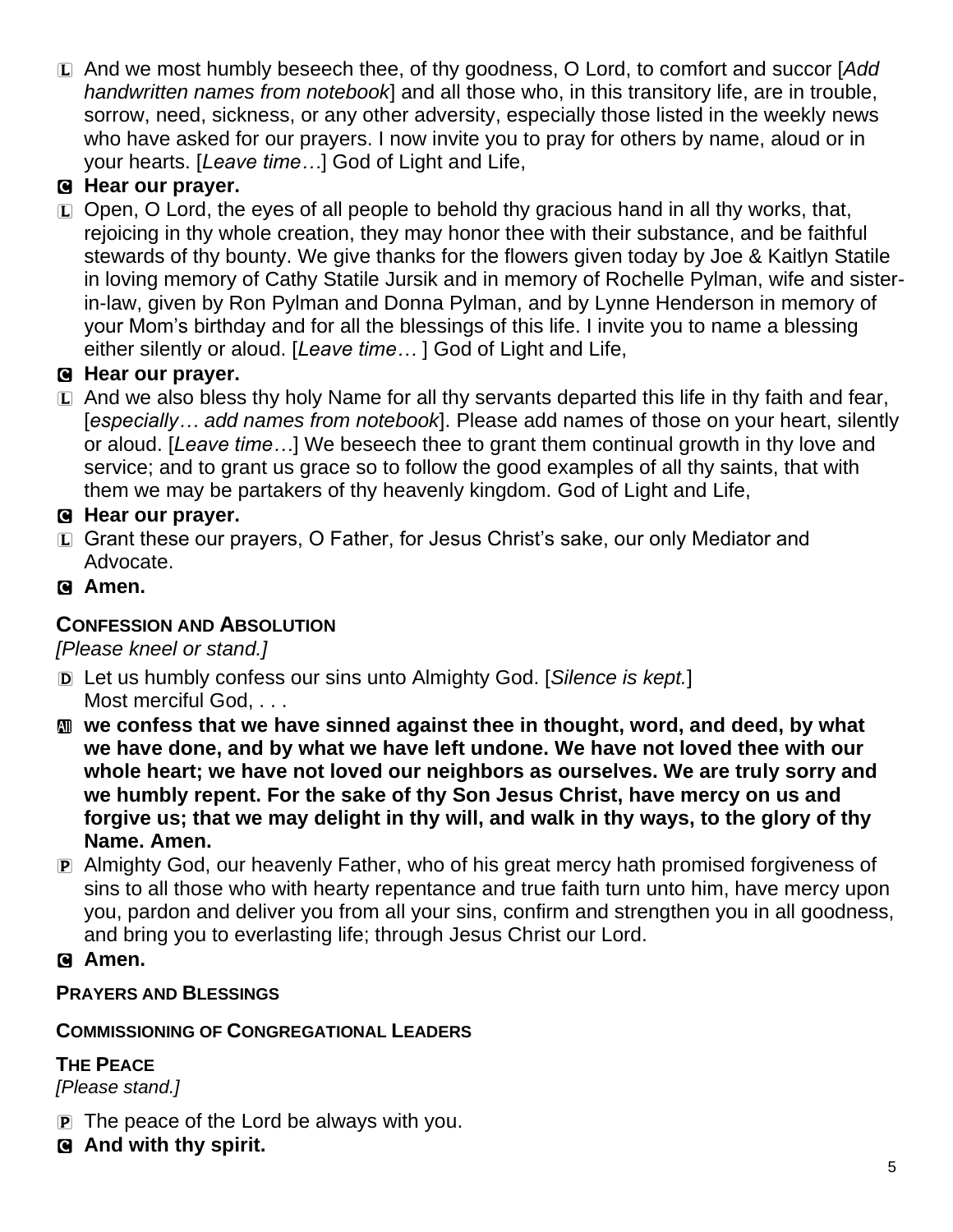L And we most humbly beseech thee, of thy goodness, O Lord, to comfort and succor [*Add handwritten names from notebook*] and all those who, in this transitory life, are in trouble, sorrow, need, sickness, or any other adversity, especially those listed in the weekly news who have asked for our prayers. I now invite you to pray for others by name, aloud or in your hearts. [*Leave time…*] God of Light and Life,

C **Hear our prayer.**

L Open, O Lord, the eyes of all people to behold thy gracious hand in all thy works, that, rejoicing in thy whole creation, they may honor thee with their substance, and be faithful stewards of thy bounty. We give thanks for the flowers given today by Joe & Kaitlyn Statile in loving memory of Cathy Statile Jursik and in memory of Rochelle Pylman, wife and sister-in-law, given by Ron Pylman and Donna Pylman, and by Lynne Henderson in memory of your Mom's birthday and for all the blessings of this life. I invite you to name a blessing either silently or aloud. [*Leave time…* ] God of Light and Life,

C **Hear our prayer.**

L And we also bless thy holy Name for all thy servants departed this life in thy faith and fear, [*especially… add names from notebook*]. Please add names of those on your heart, silently or aloud. [*Leave time…*] We beseech thee to grant them continual growth in thy love and service; and to grant us grace so to follow the good examples of all thy saints, that with them we may be partakers of thy heavenly kingdom. God of Light and Life,

C **Hear our prayer.**

L Grant these our prayers, O Father, for Jesus Christ's sake, our only Mediator and Advocate.

C **Amen.**

## CONFESSION AND ABSOLUTION

*[Please kneel or stand.]*

D Let us humbly confess our sins unto Almighty God. [*Silence is kept.*]
Most merciful God, . . .

All **we confess that we have sinned against thee in thought, word, and deed, by what we have done, and by what we have left undone. We have not loved thee with our whole heart; we have not loved our neighbors as ourselves. We are truly sorry and we humbly repent. For the sake of thy Son Jesus Christ, have mercy on us and forgive us; that we may delight in thy will, and walk in thy ways, to the glory of thy Name. Amen.**

P Almighty God, our heavenly Father, who of his great mercy hath promised forgiveness of sins to all those who with hearty repentance and true faith turn unto him, have mercy upon you, pardon and deliver you from all your sins, confirm and strengthen you in all goodness, and bring you to everlasting life; through Jesus Christ our Lord.

C **Amen.**

## PRAYERS AND BLESSINGS

## COMMISSIONING OF CONGREGATIONAL LEADERS

## THE PEACE

*[Please stand.]*

P The peace of the Lord be always with you.

C **And with thy spirit.**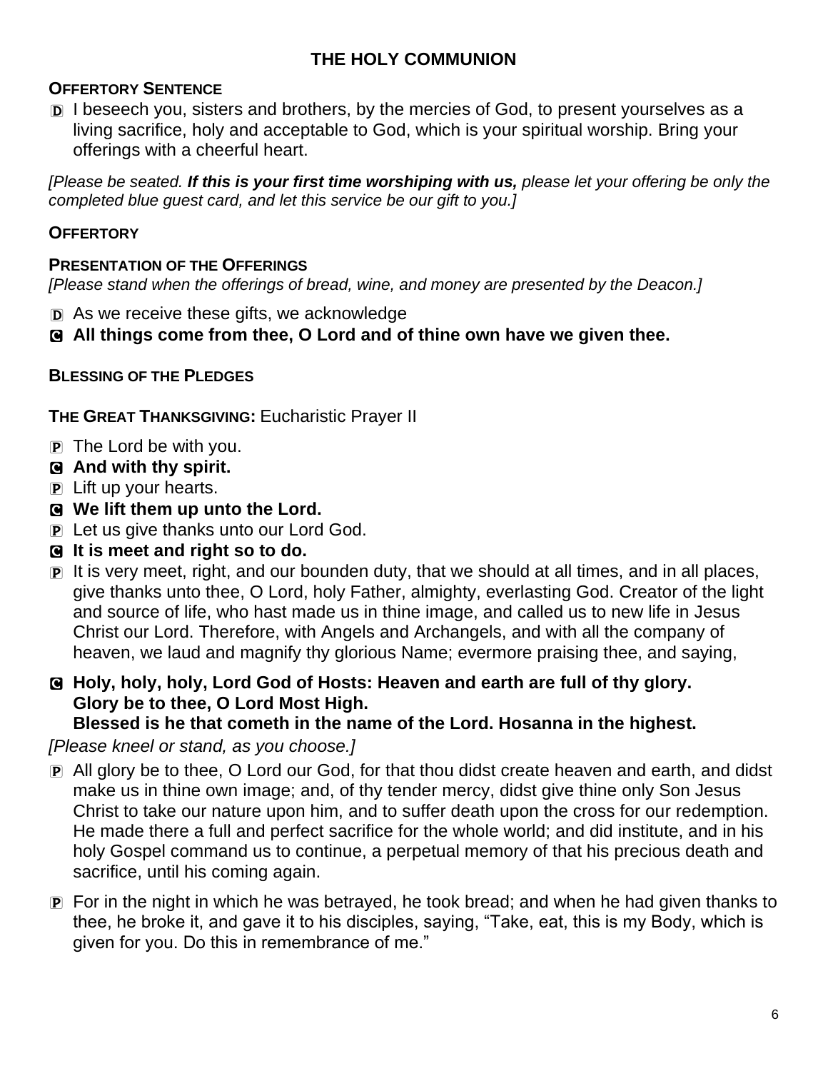## THE HOLY COMMUNION

**OFFERTORY SENTENCE**

D I beseech you, sisters and brothers, by the mercies of God, to present yourselves as a living sacrifice, holy and acceptable to God, which is your spiritual worship. Bring your offerings with a cheerful heart.

*[Please be seated.* ***If this is your first time worshiping with us,*** *please let your offering be only the completed blue guest card, and let this service be our gift to you.]*

**OFFERTORY**

**PRESENTATION OF THE OFFERINGS**

*[Please stand when the offerings of bread, wine, and money are presented by the Deacon.]*

D As we receive these gifts, we acknowledge

C **All things come from thee, O Lord and of thine own have we given thee.**

**BLESSING OF THE PLEDGES**

**THE GREAT THANKSGIVING:** Eucharistic Prayer II

P The Lord be with you.

C **And with thy spirit.**

P Lift up your hearts.

C **We lift them up unto the Lord.**

P Let us give thanks unto our Lord God.

C **It is meet and right so to do.**

P It is very meet, right, and our bounden duty, that we should at all times, and in all places, give thanks unto thee, O Lord, holy Father, almighty, everlasting God. Creator of the light and source of life, who hast made us in thine image, and called us to new life in Jesus Christ our Lord. Therefore, with Angels and Archangels, and with all the company of heaven, we laud and magnify thy glorious Name; evermore praising thee, and saying,

C **Holy, holy, holy, Lord God of Hosts: Heaven and earth are full of thy glory. Glory be to thee, O Lord Most High.**
**Blessed is he that cometh in the name of the Lord. Hosanna in the highest.**

*[Please kneel or stand, as you choose.]*

P All glory be to thee, O Lord our God, for that thou didst create heaven and earth, and didst make us in thine own image; and, of thy tender mercy, didst give thine only Son Jesus Christ to take our nature upon him, and to suffer death upon the cross for our redemption. He made there a full and perfect sacrifice for the whole world; and did institute, and in his holy Gospel command us to continue, a perpetual memory of that his precious death and sacrifice, until his coming again.

P For in the night in which he was betrayed, he took bread; and when he had given thanks to thee, he broke it, and gave it to his disciples, saying, "Take, eat, this is my Body, which is given for you. Do this in remembrance of me."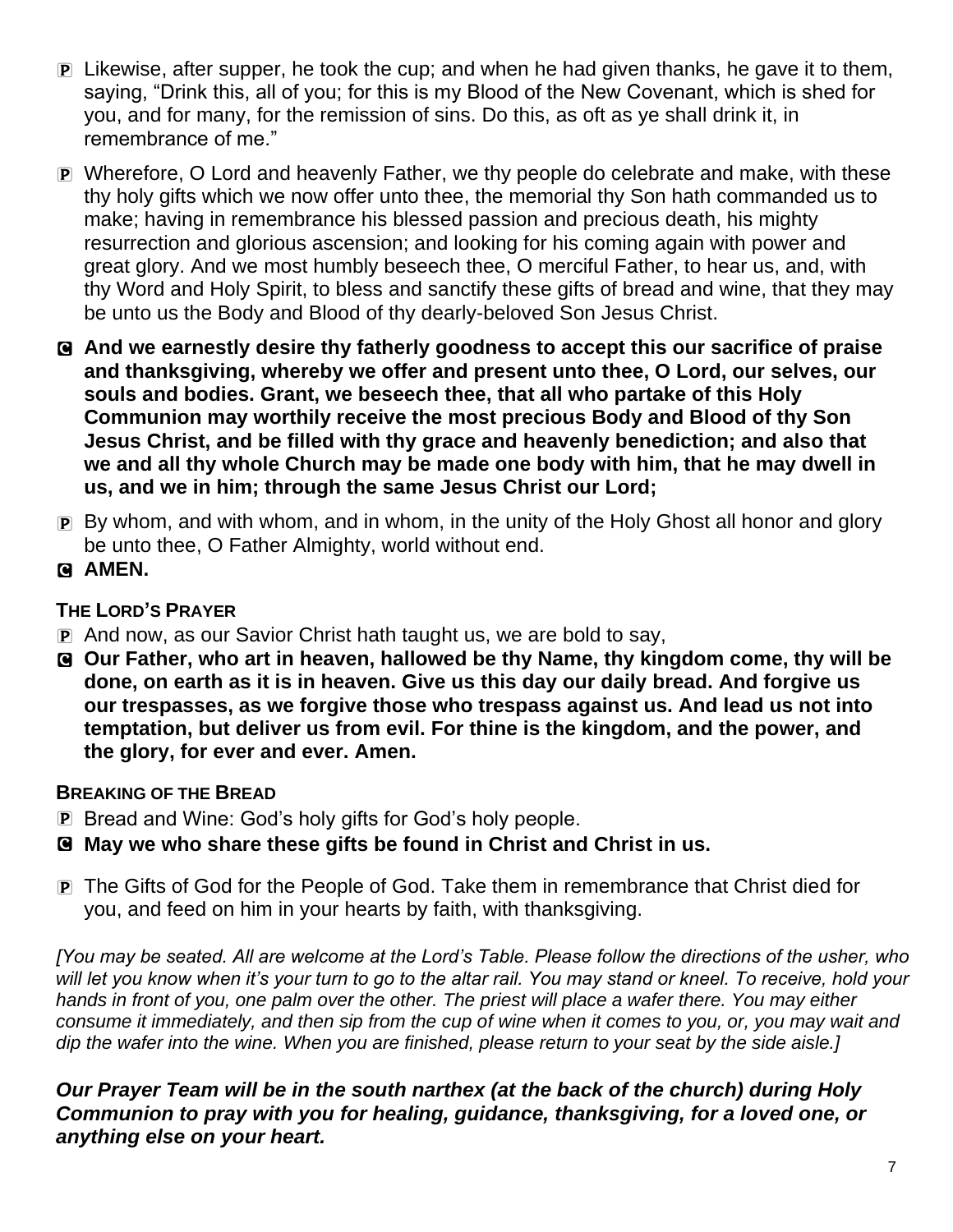P Likewise, after supper, he took the cup; and when he had given thanks, he gave it to them, saying, "Drink this, all of you; for this is my Blood of the New Covenant, which is shed for you, and for many, for the remission of sins. Do this, as oft as ye shall drink it, in remembrance of me."

P Wherefore, O Lord and heavenly Father, we thy people do celebrate and make, with these thy holy gifts which we now offer unto thee, the memorial thy Son hath commanded us to make; having in remembrance his blessed passion and precious death, his mighty resurrection and glorious ascension; and looking for his coming again with power and great glory. And we most humbly beseech thee, O merciful Father, to hear us, and, with thy Word and Holy Spirit, to bless and sanctify these gifts of bread and wine, that they may be unto us the Body and Blood of thy dearly-beloved Son Jesus Christ.

C **And we earnestly desire thy fatherly goodness to accept this our sacrifice of praise and thanksgiving, whereby we offer and present unto thee, O Lord, our selves, our souls and bodies. Grant, we beseech thee, that all who partake of this Holy Communion may worthily receive the most precious Body and Blood of thy Son Jesus Christ, and be filled with thy grace and heavenly benediction; and also that we and all thy whole Church may be made one body with him, that he may dwell in us, and we in him; through the same Jesus Christ our Lord;**

P By whom, and with whom, and in whom, in the unity of the Holy Ghost all honor and glory be unto thee, O Father Almighty, world without end.

C **AMEN.**

### THE LORD'S PRAYER

P And now, as our Savior Christ hath taught us, we are bold to say,

C **Our Father, who art in heaven, hallowed be thy Name, thy kingdom come, thy will be done, on earth as it is in heaven. Give us this day our daily bread. And forgive us our trespasses, as we forgive those who trespass against us. And lead us not into temptation, but deliver us from evil. For thine is the kingdom, and the power, and the glory, for ever and ever. Amen.**

### BREAKING OF THE BREAD

P Bread and Wine: God's holy gifts for God's holy people.

C **May we who share these gifts be found in Christ and Christ in us.**

P The Gifts of God for the People of God. Take them in remembrance that Christ died for you, and feed on him in your hearts by faith, with thanksgiving.

*[You may be seated. All are welcome at the Lord's Table. Please follow the directions of the usher, who will let you know when it's your turn to go to the altar rail. You may stand or kneel. To receive, hold your hands in front of you, one palm over the other. The priest will place a wafer there. You may either consume it immediately, and then sip from the cup of wine when it comes to you, or, you may wait and dip the wafer into the wine. When you are finished, please return to your seat by the side aisle.]*

***Our Prayer Team will be in the south narthex (at the back of the church) during Holy Communion to pray with you for healing, guidance, thanksgiving, for a loved one, or anything else on your heart.***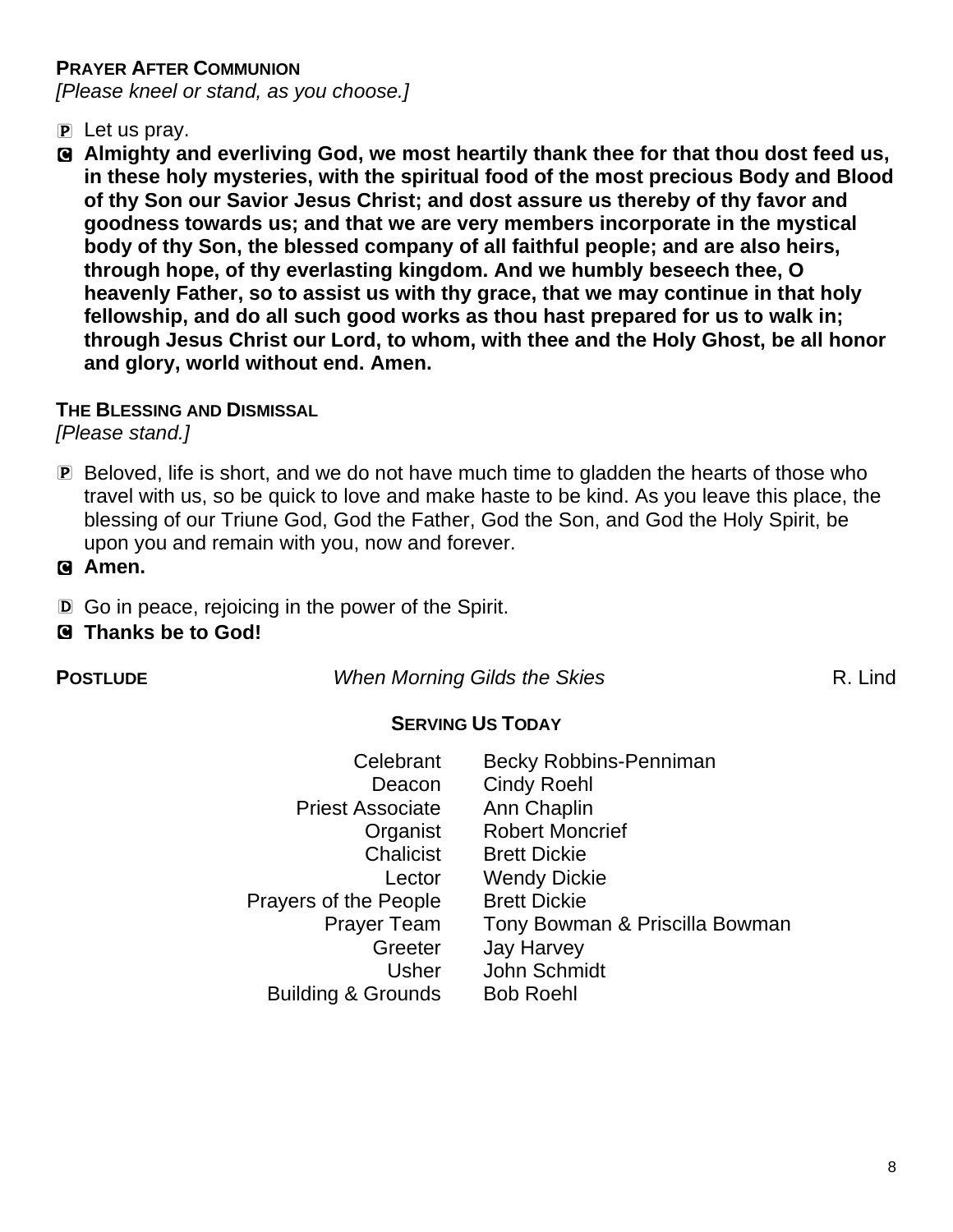**PRAYER AFTER COMMUNION**
*[Please kneel or stand, as you choose.]*

P Let us pray.

C **Almighty and everliving God, we most heartily thank thee for that thou dost feed us, in these holy mysteries, with the spiritual food of the most precious Body and Blood of thy Son our Savior Jesus Christ; and dost assure us thereby of thy favor and goodness towards us; and that we are very members incorporate in the mystical body of thy Son, the blessed company of all faithful people; and are also heirs, through hope, of thy everlasting kingdom. And we humbly beseech thee, O heavenly Father, so to assist us with thy grace, that we may continue in that holy fellowship, and do all such good works as thou hast prepared for us to walk in; through Jesus Christ our Lord, to whom, with thee and the Holy Ghost, be all honor and glory, world without end. Amen.**

**THE BLESSING AND DISMISSAL**
*[Please stand.]*

P Beloved, life is short, and we do not have much time to gladden the hearts of those who travel with us, so be quick to love and make haste to be kind. As you leave this place, the blessing of our Triune God, God the Father, God the Son, and God the Holy Spirit, be upon you and remain with you, now and forever.

C **Amen.**

D Go in peace, rejoicing in the power of the Spirit.

C **Thanks be to God!**

**POSTLUDE** *When Morning Gilds the Skies* R. Lind

**SERVING US TODAY**

| | |
|---|---|
| Celebrant | Becky Robbins-Penniman |
| Deacon | Cindy Roehl |
| Priest Associate | Ann Chaplin |
| Organist | Robert Moncrief |
| Chalicist | Brett Dickie |
| Lector | Wendy Dickie |
| Prayers of the People | Brett Dickie |
| Prayer Team | Tony Bowman & Priscilla Bowman |
| Greeter | Jay Harvey |
| Usher | John Schmidt |
| Building & Grounds | Bob Roehl |